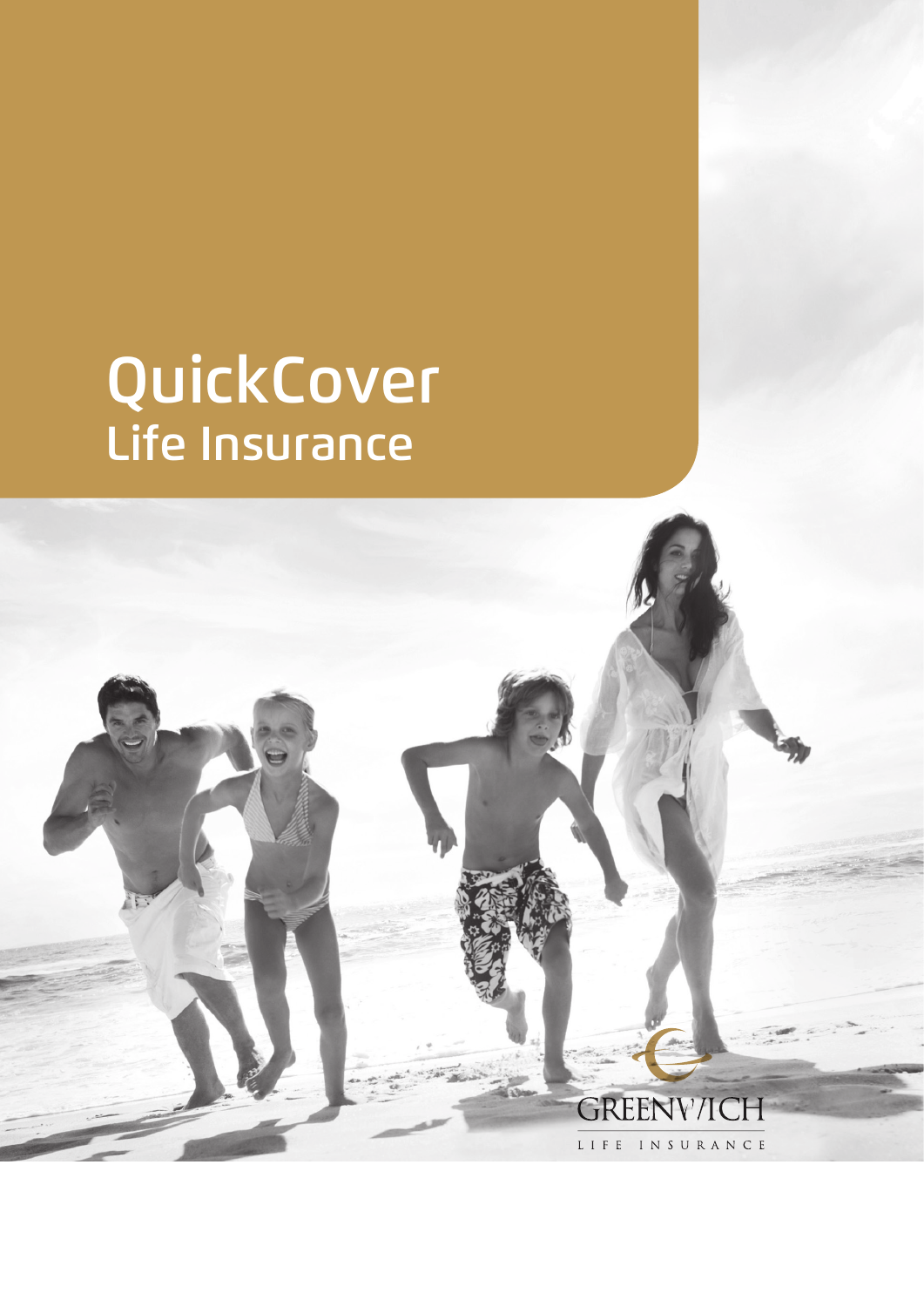# QuickCover
## Life Insurance

GREENWICH
LIFE INSURANCE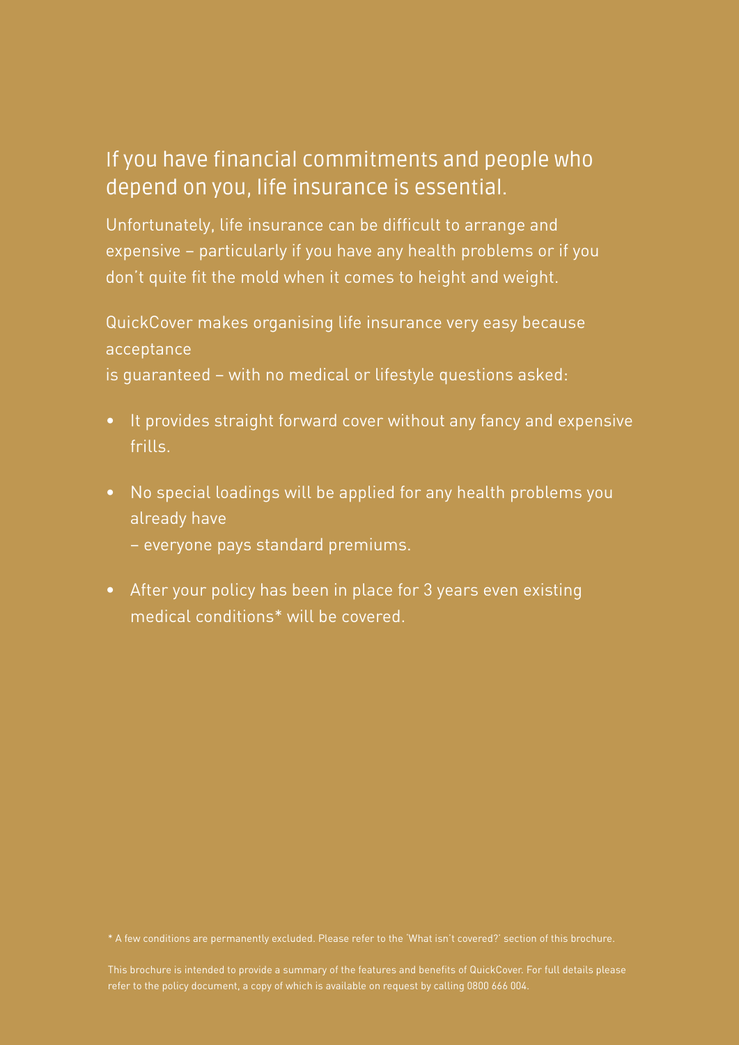## If you have financial commitments and people who depend on you, life insurance is essential.

Unfortunately, life insurance can be difficult to arrange and expensive – particularly if you have any health problems or if you don't quite fit the mold when it comes to height and weight.

QuickCover makes organising life insurance very easy because acceptance is guaranteed – with no medical or lifestyle questions asked:

- It provides straight forward cover without any fancy and expensive frills.
- No special loadings will be applied for any health problems you already have – everyone pays standard premiums.
- After your policy has been in place for 3 years even existing medical conditions* will be covered.

* A few conditions are permanently excluded. Please refer to the 'What isn't covered?' section of this brochure.

This brochure is intended to provide a summary of the features and benefits of QuickCover. For full details please refer to the policy document, a copy of which is available on request by calling 0800 666 004.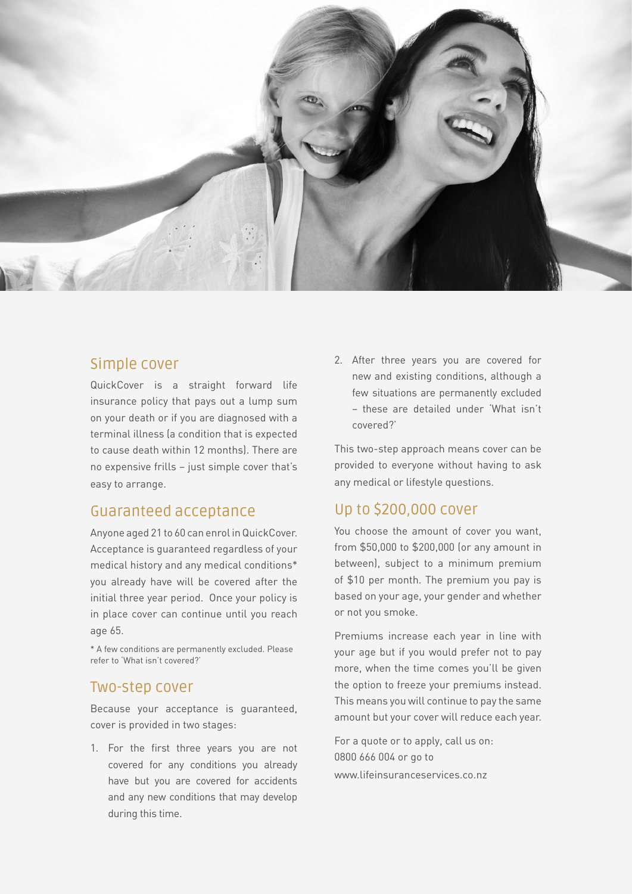## Simple cover

QuickCover is a straight forward life insurance policy that pays out a lump sum on your death or if you are diagnosed with a terminal illness (a condition that is expected to cause death within 12 months). There are no expensive frills – just simple cover that's easy to arrange.

## Guaranteed acceptance

Anyone aged 21 to 60 can enrol in QuickCover. Acceptance is guaranteed regardless of your medical history and any medical conditions* you already have will be covered after the initial three year period. Once your policy is in place cover can continue until you reach age 65.

* A few conditions are permanently excluded. Please refer to 'What isn't covered?'

## Two-step cover

Because your acceptance is guaranteed, cover is provided in two stages:

1. For the first three years you are not covered for any conditions you already have but you are covered for accidents and any new conditions that may develop during this time.
2. After three years you are covered for new and existing conditions, although a few situations are permanently excluded – these are detailed under 'What isn't covered?'

This two-step approach means cover can be provided to everyone without having to ask any medical or lifestyle questions.

## Up to $200,000 cover

You choose the amount of cover you want, from $50,000 to $200,000 (or any amount in between), subject to a minimum premium of $10 per month. The premium you pay is based on your age, your gender and whether or not you smoke.

Premiums increase each year in line with your age but if you would prefer not to pay more, when the time comes you'll be given the option to freeze your premiums instead. This means you will continue to pay the same amount but your cover will reduce each year.

For a quote or to apply, call us on:
0800 666 004 or go to
www.lifeinsuranceservices.co.nz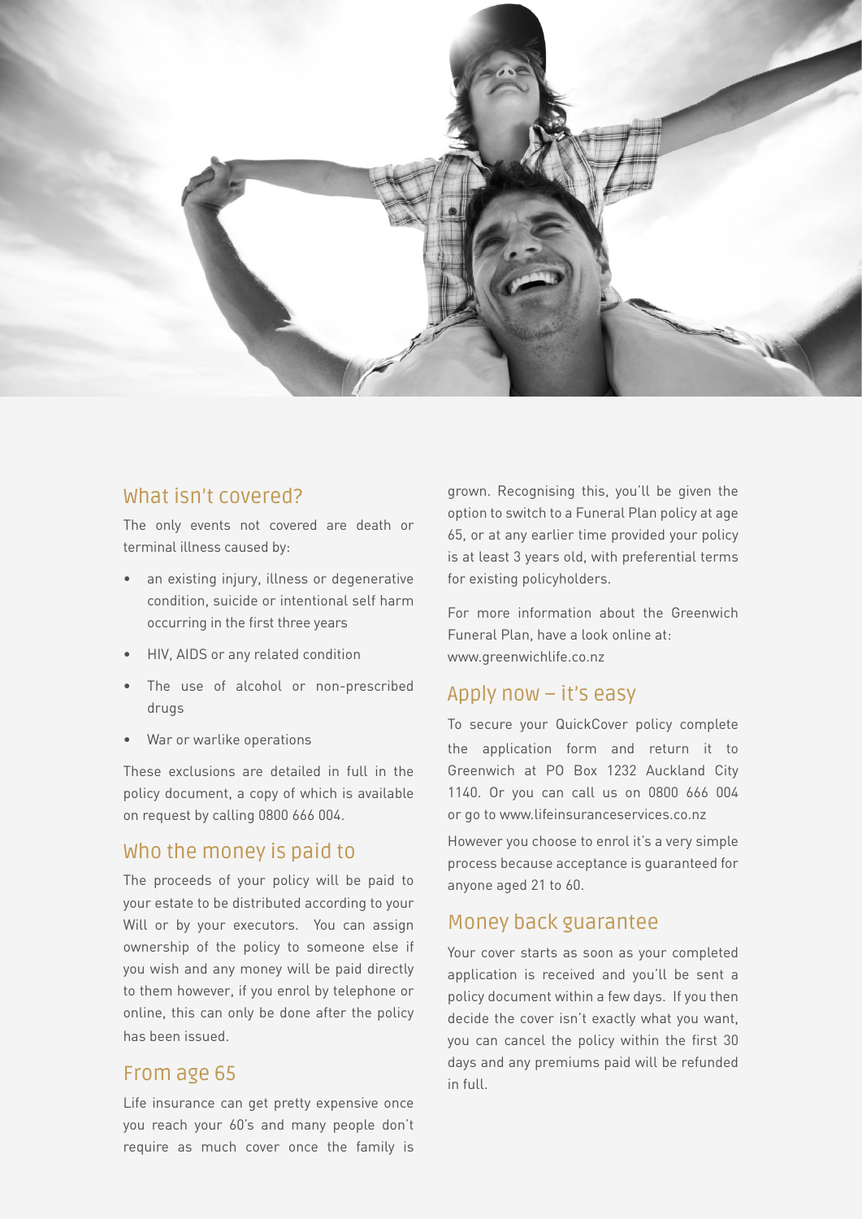## What isn't covered?

The only events not covered are death or terminal illness caused by:

- an existing injury, illness or degenerative condition, suicide or intentional self harm occurring in the first three years
- HIV, AIDS or any related condition
- The use of alcohol or non-prescribed drugs
- War or warlike operations

These exclusions are detailed in full in the policy document, a copy of which is available on request by calling 0800 666 004.

## Who the money is paid to

The proceeds of your policy will be paid to your estate to be distributed according to your Will or by your executors. You can assign ownership of the policy to someone else if you wish and any money will be paid directly to them however, if you enrol by telephone or online, this can only be done after the policy has been issued.

## From age 65

Life insurance can get pretty expensive once you reach your 60's and many people don't require as much cover once the family is grown. Recognising this, you'll be given the option to switch to a Funeral Plan policy at age 65, or at any earlier time provided your policy is at least 3 years old, with preferential terms for existing policyholders.

For more information about the Greenwich Funeral Plan, have a look online at: www.greenwichlife.co.nz

## Apply now – it's easy

To secure your QuickCover policy complete the application form and return it to Greenwich at PO Box 1232 Auckland City 1140. Or you can call us on 0800 666 004 or go to www.lifeinsuranceservices.co.nz

However you choose to enrol it's a very simple process because acceptance is guaranteed for anyone aged 21 to 60.

## Money back guarantee

Your cover starts as soon as your completed application is received and you'll be sent a policy document within a few days. If you then decide the cover isn't exactly what you want, you can cancel the policy within the first 30 days and any premiums paid will be refunded in full.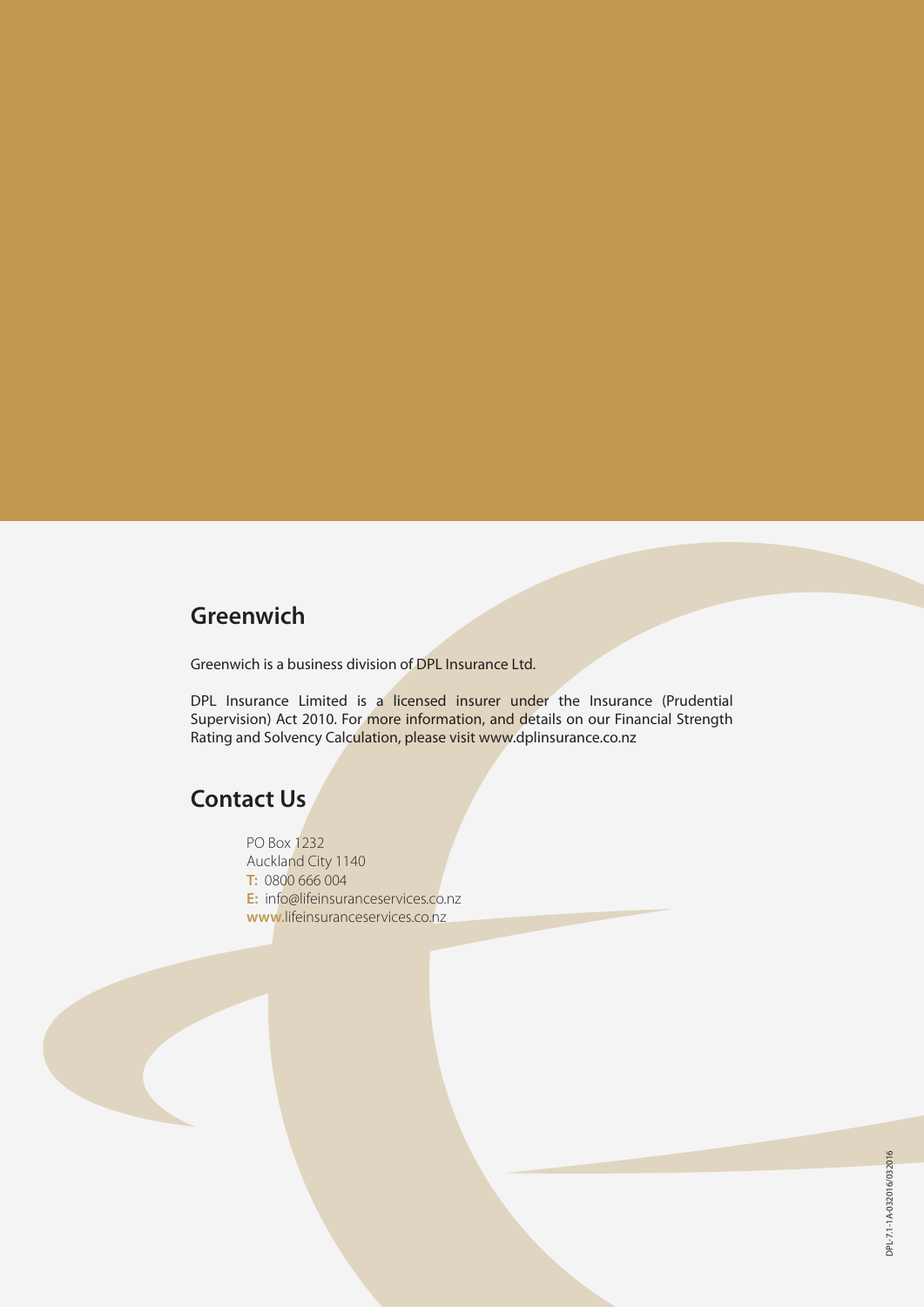## Greenwich

Greenwich is a business division of DPL Insurance Ltd.

DPL Insurance Limited is a licensed insurer under the Insurance (Prudential Supervision) Act 2010. For more information, and details on our Financial Strength Rating and Solvency Calculation, please visit www.dplinsurance.co.nz

## Contact Us

PO Box 1232
Auckland City 1140
**T:** 0800 666 004
**E:** info@lifeinsuranceservices.co.nz
**www.**lifeinsuranceservices.co.nz

DPL-7.1-1A-032016/032016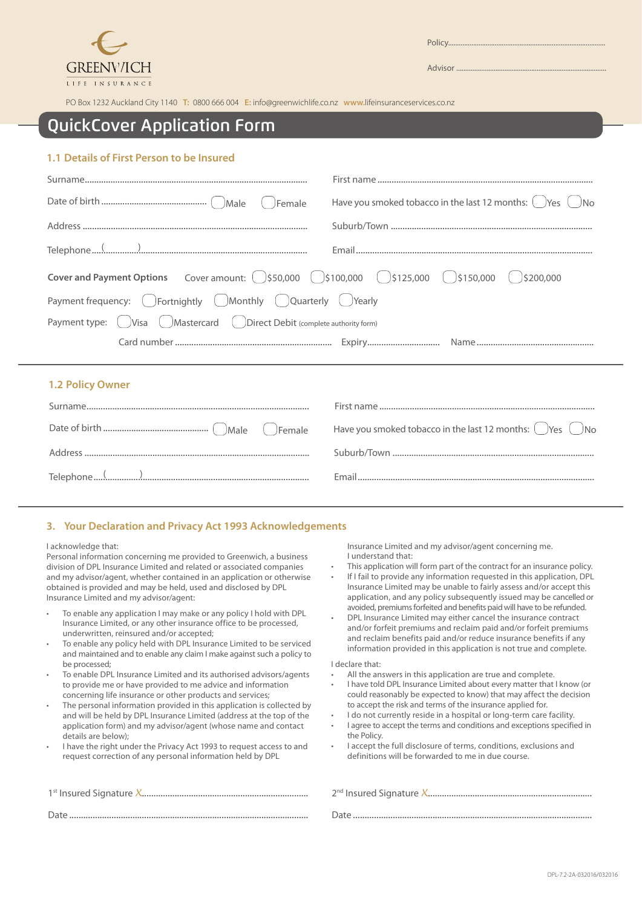GREENWICH

LIFE INSURANCE

Policy........................................................................

Advisor ......................................................................

PO Box 1232 Auckland City 1140 **T:** 0800 666 004 **E:** info@greenwichlife.co.nz **www.**lifeinsuranceservices.co.nz

# QuickCover Application Form

## 1.1 Details of First Person to be Insured

Surname.............................................................................................

First name ..........................................................................................

Date of birth ............................................ ◯ Male ◯ Female

Have you smoked tobacco in the last 12 months: ◯ Yes ◯ No

Address ..............................................................................................

Suburb/Town ......................................................................................

Telephone....(..............)......................................................................

Email....................................................................................................

**Cover and Payment Options** Cover amount: ◯ $50,000 ◯ $100,000 ◯ $125,000 ◯ $150,000 ◯ $200,000

Payment frequency: ◯ Fortnightly ◯ Monthly ◯ Quarterly ◯ Yearly

Payment type: ◯ Visa ◯ Mastercard ◯ Direct Debit (complete authority form)

Card number .................................................................. Expiry.............................. Name.................................................

## 1.2 Policy Owner

Surname.............................................................................................

First name ..........................................................................................

Date of birth ............................................ ◯ Male ◯ Female

Have you smoked tobacco in the last 12 months: ◯ Yes ◯ No

Address ..............................................................................................

Suburb/Town ......................................................................................

Telephone....(..............)......................................................................

Email....................................................................................................

## 3. Your Declaration and Privacy Act 1993 Acknowledgements

I acknowledge that:

Personal information concerning me provided to Greenwich, a business division of DPL Insurance Limited and related or associated companies and my advisor/agent, whether contained in an application or otherwise obtained is provided and may be held, used and disclosed by DPL Insurance Limited and my advisor/agent:

- To enable any application I may make or any policy I hold with DPL Insurance Limited, or any other insurance office to be processed, underwritten, reinsured and/or accepted;
- To enable any policy held with DPL Insurance Limited to be serviced and maintained and to enable any claim I make against such a policy to be processed;
- To enable DPL Insurance Limited and its authorised advisors/agents to provide me or have provided to me advice and information concerning life insurance or other products and services;
- The personal information provided in this application is collected by and will be held by DPL Insurance Limited (address at the top of the application form) and my advisor/agent (whose name and contact details are below);
- I have the right under the Privacy Act 1993 to request access to and request correction of any personal information held by DPL Insurance Limited and my advisor/agent concerning me.

I understand that:

- This application will form part of the contract for an insurance policy.
- If I fail to provide any information requested in this application, DPL Insurance Limited may be unable to fairly assess and/or accept this application, and any policy subsequently issued may be cancelled or avoided, premiums forfeited and benefits paid will have to be refunded.
- DPL Insurance Limited may either cancel the insurance contract and/or forfeit premiums and reclaim paid and/or forfeit premiums and reclaim benefits paid and/or reduce insurance benefits if any information provided in this application is not true and complete.

I declare that:

- All the answers in this application are true and complete.
- I have told DPL Insurance Limited about every matter that I know (or could reasonably be expected to know) that may affect the decision to accept the risk and terms of the insurance applied for.
- I do not currently reside in a hospital or long-term care facility.
- I agree to accept the terms and conditions and exceptions specified in the Policy.
- I accept the full disclosure of terms, conditions, exclusions and definitions will be forwarded to me in due course.

1st Insured Signature X......................................................................

Date ....................................................................................................

2nd Insured Signature X.....................................................................

Date ....................................................................................................

DPL-7.2-2A-032016/032016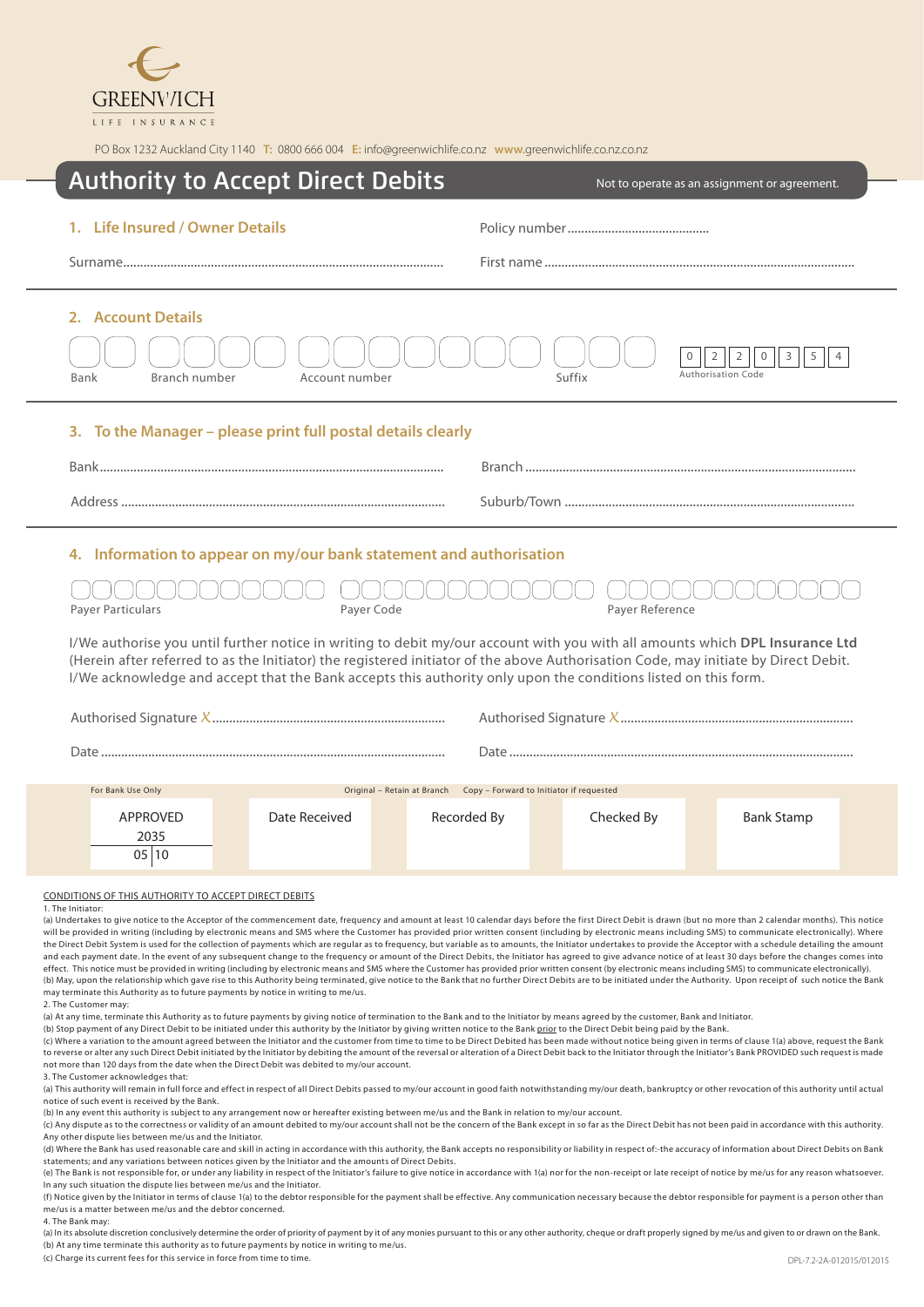GREENWICH
LIFE INSURANCE

PO Box 1232 Auckland City 1140 T: 0800 666 004 E: info@greenwichlife.co.nz www.greenwichlife.co.nz.co.nz

# Authority to Accept Direct Debits

Not to operate as an assignment or agreement.

## 1. Life Insured / Owner Details

Policy number..........................................

Surname.............................................................................................

First name ...........................................................................................

## 2. Account Details

| Bank | Branch number | Account number | Suffix | Authorisation Code |
|---|---|---|---|---|
| | | | | 0 2 2 0 3 5 4 |

## 3. To the Manager – please print full postal details clearly

Bank....................................................................................................

Branch .................................................................................................

Address ...............................................................................................

Suburb/Town .......................................................................................

## 4. Information to appear on my/our bank statement and authorisation

| Payer Particulars | Payer Code | Payer Reference |
|---|---|---|
| | | |

I/We authorise you until further notice in writing to debit my/our account with you with all amounts which **DPL Insurance Ltd** (Herein after referred to as the Initiator) the registered initiator of the above Authorisation Code, may initiate by Direct Debit. I/We acknowledge and accept that the Bank accepts this authority only upon the conditions listed on this form.

Authorised Signature X...................................................................

Authorised Signature X...................................................................

Date ....................................................................................................

Date ....................................................................................................

For Bank Use Only    Original – Retain at Branch    Copy – Forward to Initiator if requested

| APPROVED 2035 05 10 | Date Received | Recorded By | Checked By | Bank Stamp |
|---|---|---|---|---|
| | | | | |

CONDITIONS OF THIS AUTHORITY TO ACCEPT DIRECT DEBITS

1. The Initiator:

(a) Undertakes to give notice to the Acceptor of the commencement date, frequency and amount at least 10 calendar days before the first Direct Debit is drawn (but no more than 2 calendar months). This notice will be provided in writing (including by electronic means and SMS where the Customer has provided prior written consent (including by electronic means including SMS) to communicate electronically). Where the Direct Debit System is used for the collection of payments which are regular as to frequency, but variable as to amounts, the Initiator undertakes to provide the Acceptor with a schedule detailing the amount and each payment date. In the event of any subsequent change to the frequency or amount of the Direct Debits, the Initiator has agreed to give advance notice of at least 30 days before the changes come into effect. This notice must be provided in writing (including by electronic means and SMS where the Customer has provided prior written consent (by electronic means including SMS) to communicate electronically).

(b) May, upon the relationship which gave rise to this Authority being terminated, give notice to the Bank that no further Direct Debits are to be initiated under the Authority. Upon receipt of such notice the Bank may terminate this Authority as to future payments by notice in writing to me/us.

2. The Customer may:

(a) At any time, terminate this Authority as to future payments by giving notice of termination to the Bank and to the Initiator by means agreed by the customer, Bank and Initiator.

(b) Stop payment of any Direct Debit to be initiated under this authority by the Initiator by giving written notice to the Bank prior to the Direct Debit being paid by the Bank.

(c) Where a variation to the amount agreed between the Initiator and the customer from time to time to be Direct Debited has been made without notice being given in terms of clause 1(a) above, request the Bank to reverse or alter any such Direct Debit initiated by the Initiator by debiting the amount of the reversal or alteration of a Direct Debit back to the Initiator through the Initiator's Bank PROVIDED such request is made not more than 120 days from the date when the Direct Debit was debited to my/our account.

3. The Customer acknowledges that:

(a) This authority will remain in full force and effect in respect of all Direct Debits passed to my/our account in good faith notwithstanding my/our death, bankruptcy or other revocation of this authority until actual notice of such event is received by the Bank.

(b) In any event this authority is subject to any arrangement now or hereafter existing between me/us and the Bank in relation to my/our account.

(c) Any dispute as to the correctness or validity of an amount debited to my/our account shall not be the concern of the Bank except in so far as the Direct Debit has not been paid in accordance with this authority. Any other dispute lies between me/us and the Initiator.

(d) Where the Bank has used reasonable care and skill in acting in accordance with this authority, the Bank accepts no responsibility or liability in respect of:-the accuracy of information about Direct Debits on Bank statements; and any variations between notices given by the Initiator and the amounts of Direct Debits.

(e) The Bank is not responsible for, or under any liability in respect of the Initiator's failure to give notice in accordance with 1(a) nor for the non-receipt or late receipt of notice by me/us for any reason whatsoever. In any such situation the dispute lies between me/us and the Initiator.

(f) Notice given by the Initiator in terms of clause 1(a) to the debtor responsible for the payment shall be effective. Any communication necessary because the debtor responsible for payment is a person other than me/us is a matter between me/us and the debtor concerned.

4. The Bank may:

(a) In its absolute discretion conclusively determine the order of priority of payment by it of any monies pursuant to this or any other authority, cheque or draft properly signed by me/us and given to or drawn on the Bank.

(b) At any time terminate this authority as to future payments by notice in writing to me/us.

(c) Charge its current fees for this service in force from time to time.

DPL-7.2-2A-012015/012015